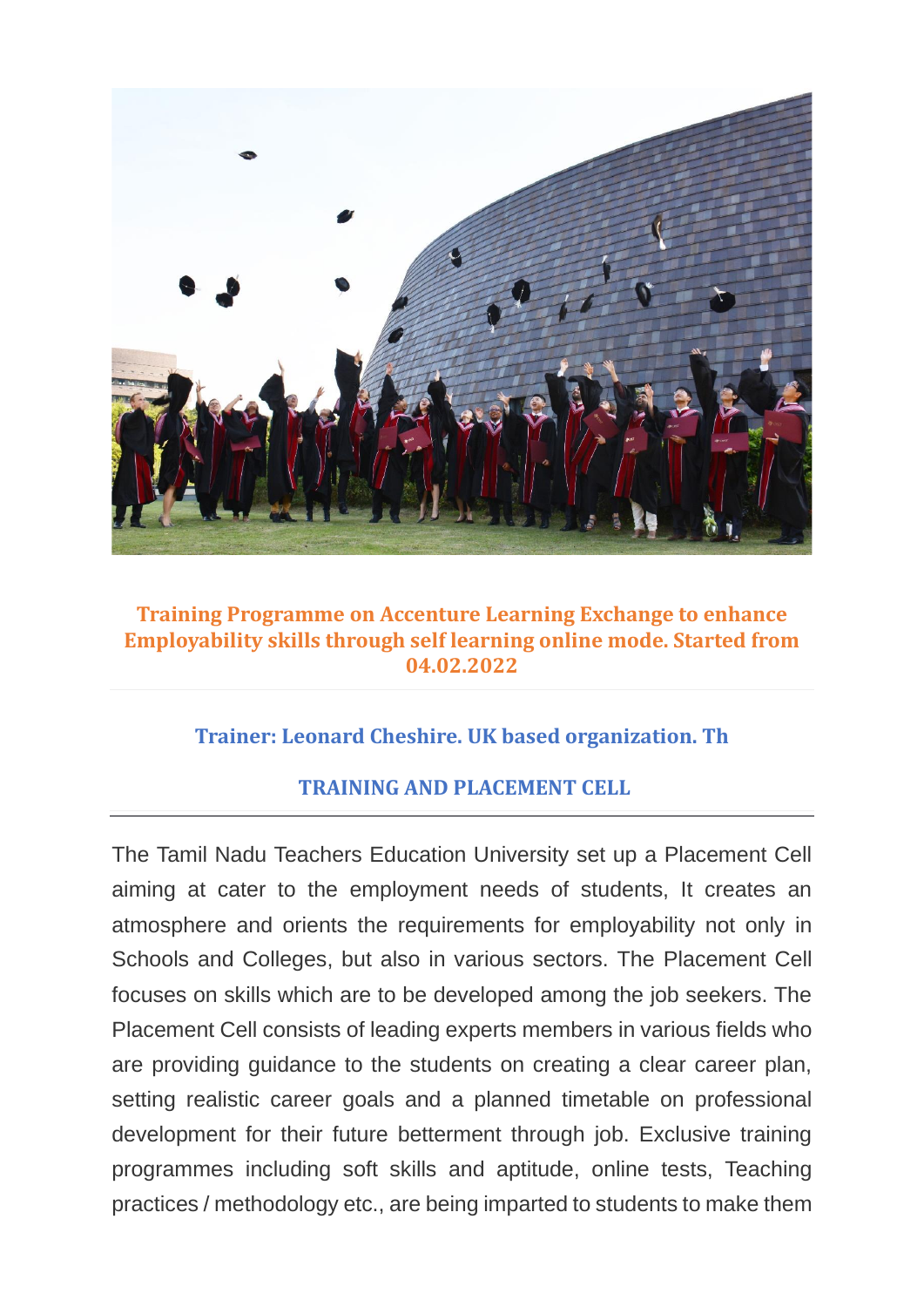**Training Programme on Accenture Learning Exchange to enhance Employability skills through self learning online mode. Started from 04.02.2022**

**Trainer: Leonard Cheshire. UK based organization. Th**

## TRAINING AND PLACEMENT CELL

The Tamil Nadu Teachers Education University set up a Placement Cell aiming at cater to the employment needs of students, It creates an atmosphere and orients the requirements for employability not only in Schools and Colleges, but also in various sectors. The Placement Cell focuses on skills which are to be developed among the job seekers. The Placement Cell consists of leading experts members in various fields who are providing guidance to the students on creating a clear career plan, setting realistic career goals and a planned timetable on professional development for their future betterment through job. Exclusive training programmes including soft skills and aptitude, online tests, Teaching practices / methodology etc., are being imparted to students to make them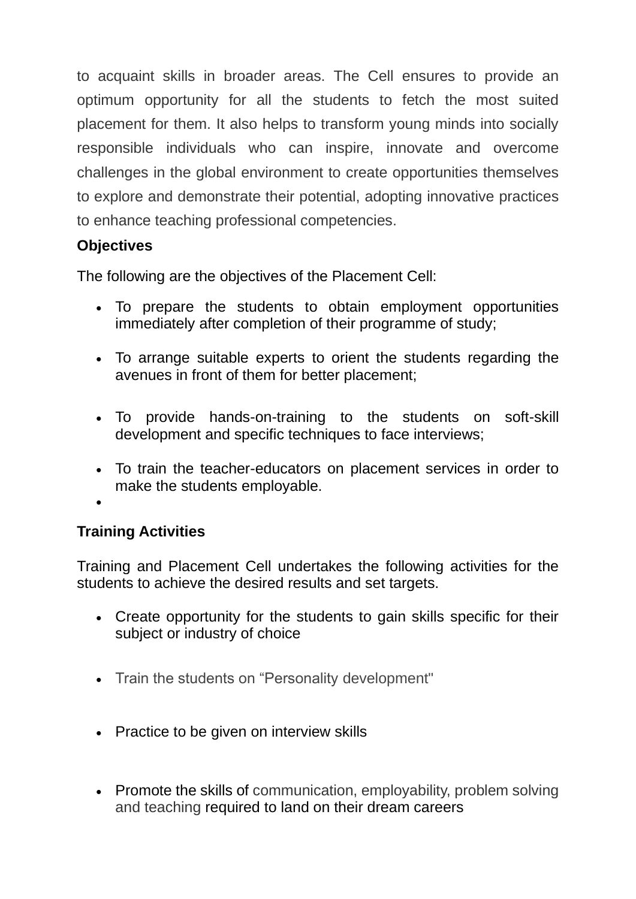to acquaint skills in broader areas. The Cell ensures to provide an optimum opportunity for all the students to fetch the most suited placement for them. It also helps to transform young minds into socially responsible individuals who can inspire, innovate and overcome challenges in the global environment to create opportunities themselves to explore and demonstrate their potential, adopting innovative practices to enhance teaching professional competencies.

**Objectives**

The following are the objectives of the Placement Cell:

- To prepare the students to obtain employment opportunities immediately after completion of their programme of study;
- To arrange suitable experts to orient the students regarding the avenues in front of them for better placement;
- To provide hands-on-training to the students on soft-skill development and specific techniques to face interviews;
- To train the teacher-educators on placement services in order to make the students employable.

**Training Activities**

Training and Placement Cell undertakes the following activities for the students to achieve the desired results and set targets.

- Create opportunity for the students to gain skills specific for their subject or industry of choice
- Train the students on “Personality development"
- Practice to be given on interview skills
- Promote the skills of communication, employability, problem solving and teaching required to land on their dream careers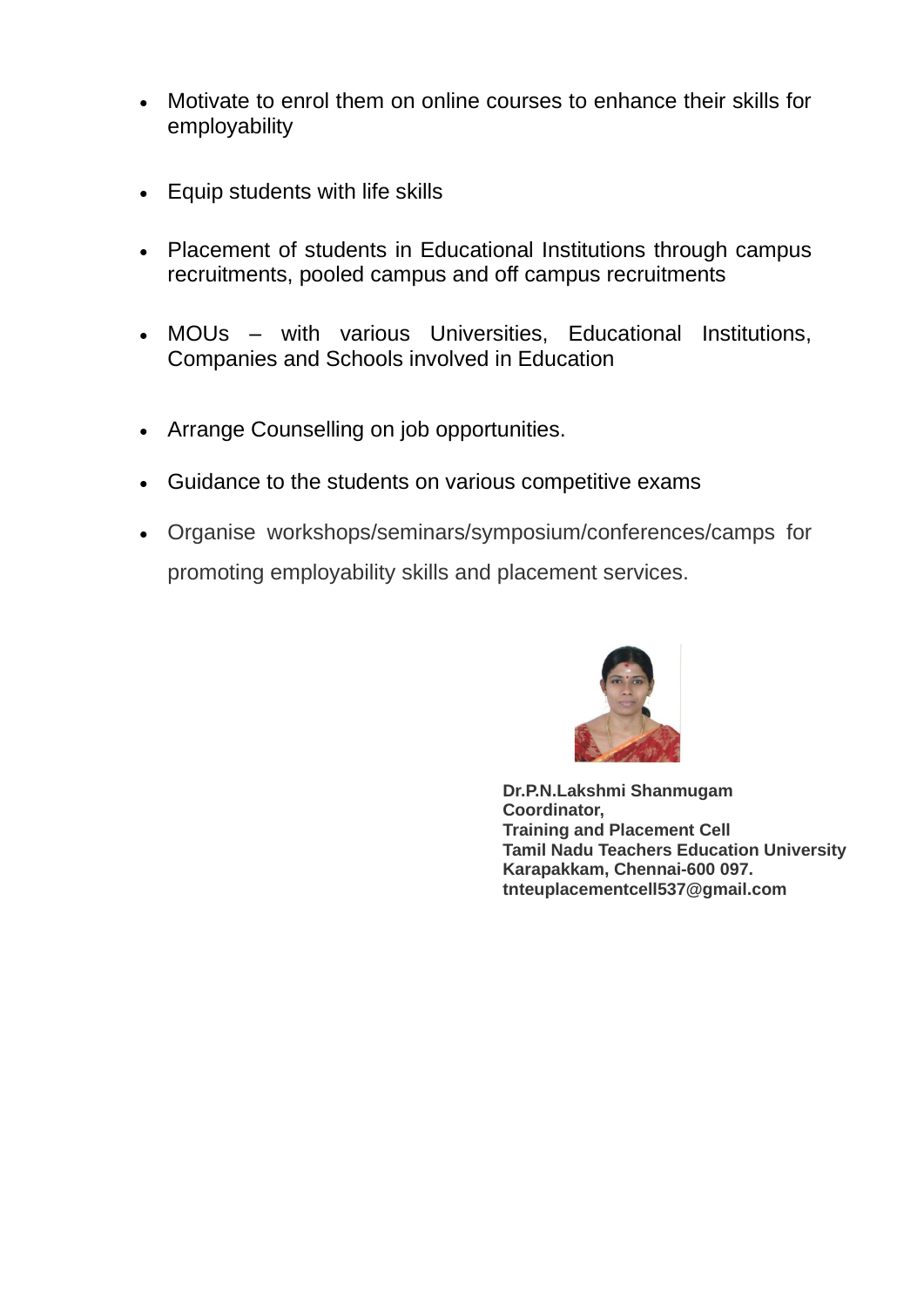- Motivate to enrol them on online courses to enhance their skills for employability
- Equip students with life skills
- Placement of students in Educational Institutions through campus recruitments, pooled campus and off campus recruitments
- MOUs – with various Universities, Educational Institutions, Companies and Schools involved in Education
- Arrange Counselling on job opportunities.
- Guidance to the students on various competitive exams
- Organise workshops/seminars/symposium/conferences/camps for promoting employability skills and placement services.

**Dr.P.N.Lakshmi Shanmugam**
**Coordinator,**
**Training and Placement Cell**
**Tamil Nadu Teachers Education University**
**Karapakkam, Chennai-600 097.**
**tnteuplacementcell537@gmail.com**